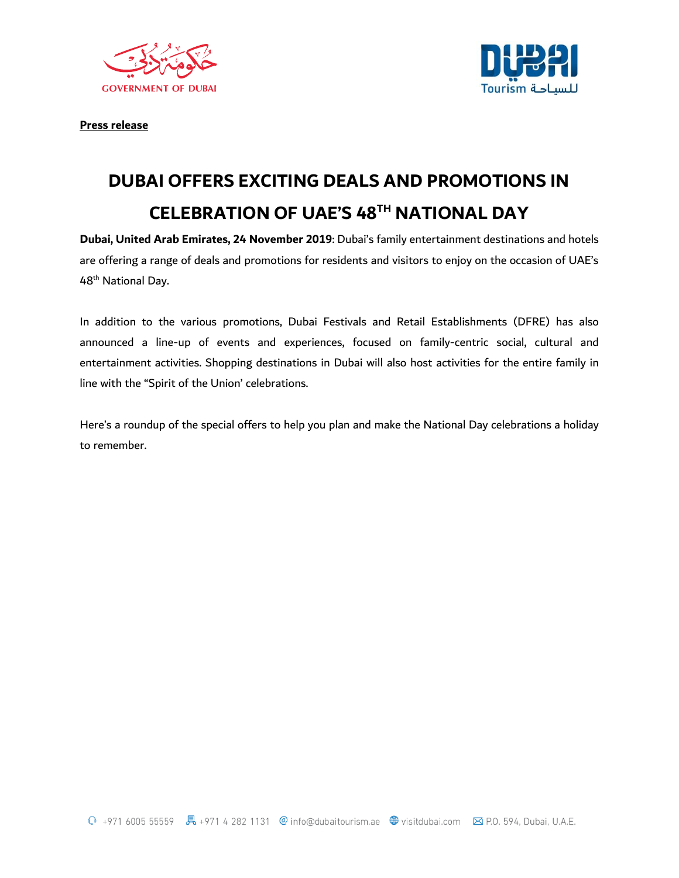**Press release**

# DUBAI OFFERS EXCITING DEALS AND PROMOTIONS IN CELEBRATION OF UAE'S 48TH NATIONAL DAY

**Dubai, United Arab Emirates, 24 November 2019**: Dubai's family entertainment destinations and hotels are offering a range of deals and promotions for residents and visitors to enjoy on the occasion of UAE's 48th National Day.

In addition to the various promotions, Dubai Festivals and Retail Establishments (DFRE) has also announced a line-up of events and experiences, focused on family-centric social, cultural and entertainment activities. Shopping destinations in Dubai will also host activities for the entire family in line with the "Spirit of the Union' celebrations.

Here's a roundup of the special offers to help you plan and make the National Day celebrations a holiday to remember.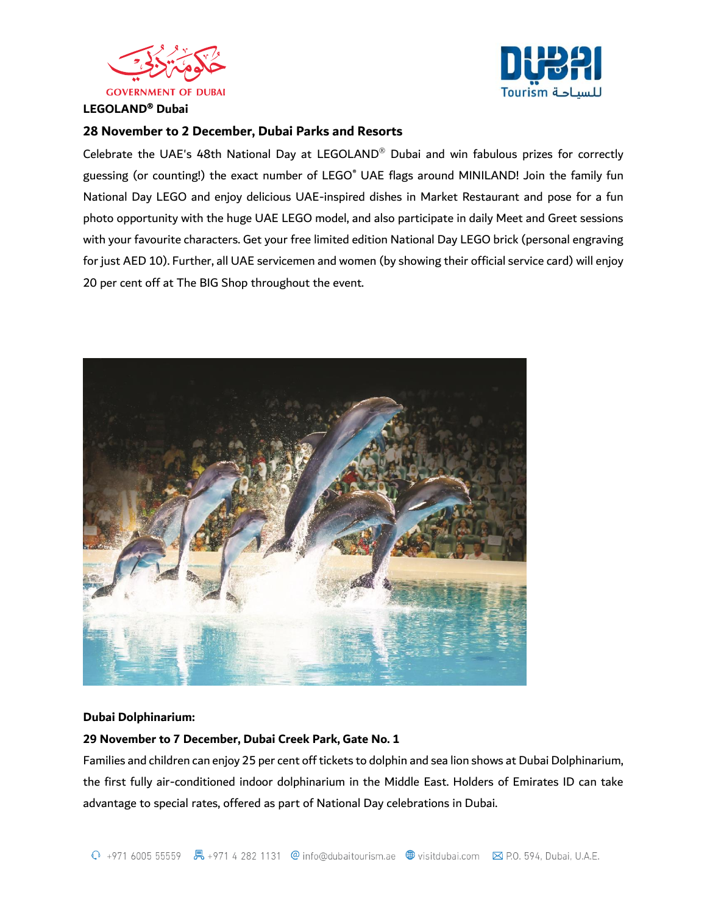**LEGOLAND® Dubai**

**28 November to 2 December, Dubai Parks and Resorts**

Celebrate the UAE's 48th National Day at LEGOLAND® Dubai and win fabulous prizes for correctly guessing (or counting!) the exact number of LEGO® UAE flags around MINILAND! Join the family fun National Day LEGO and enjoy delicious UAE-inspired dishes in Market Restaurant and pose for a fun photo opportunity with the huge UAE LEGO model, and also participate in daily Meet and Greet sessions with your favourite characters. Get your free limited edition National Day LEGO brick (personal engraving for just AED 10). Further, all UAE servicemen and women (by showing their official service card) will enjoy 20 per cent off at The BIG Shop throughout the event.

**Dubai Dolphinarium:**

**29 November to 7 December, Dubai Creek Park, Gate No. 1**

Families and children can enjoy 25 per cent off tickets to dolphin and sea lion shows at Dubai Dolphinarium, the first fully air-conditioned indoor dolphinarium in the Middle East. Holders of Emirates ID can take advantage to special rates, offered as part of National Day celebrations in Dubai.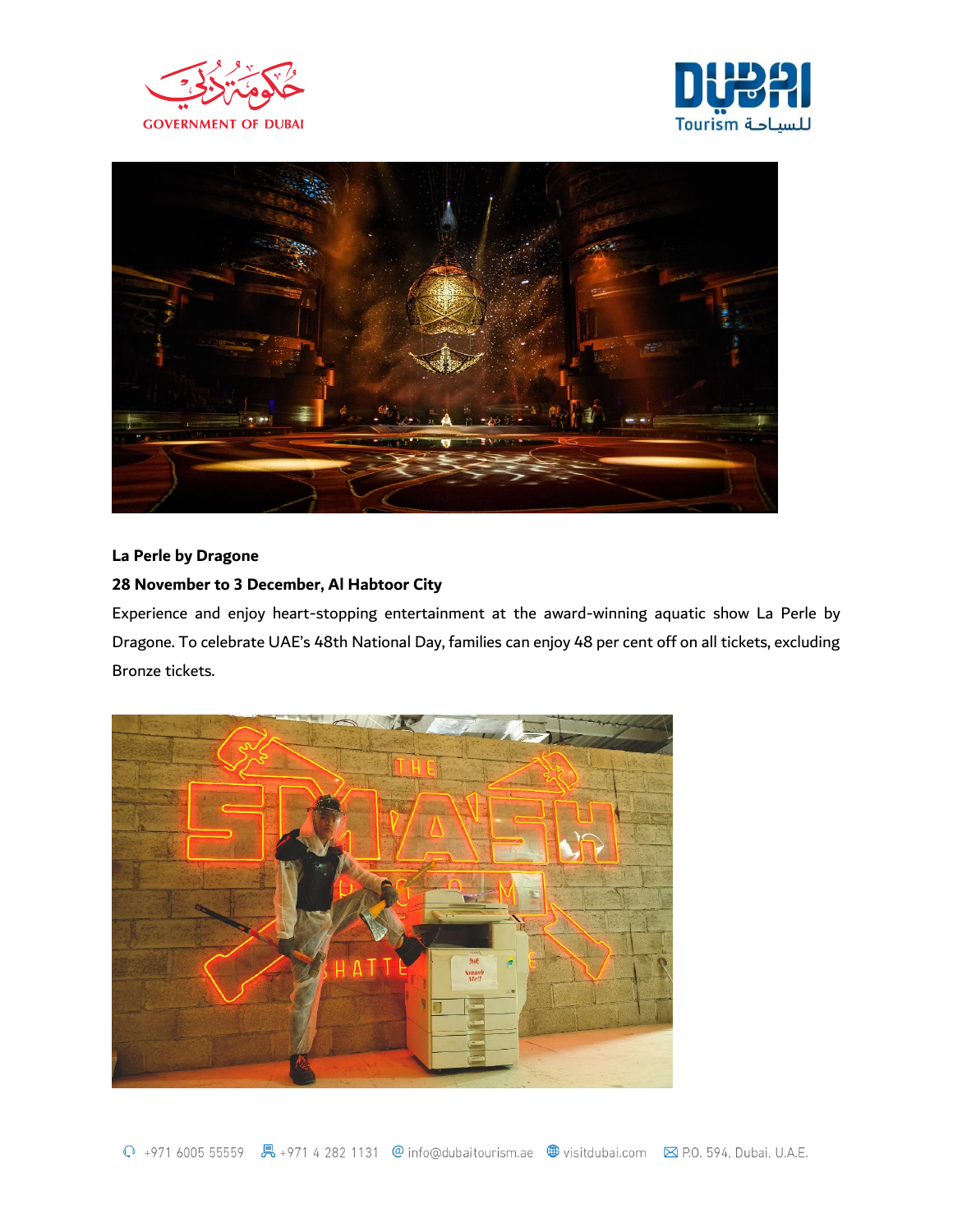**La Perle by Dragone**

**28 November to 3 December, Al Habtoor City**

Experience and enjoy heart-stopping entertainment at the award-winning aquatic show La Perle by Dragone. To celebrate UAE's 48th National Day, families can enjoy 48 per cent off on all tickets, excluding Bronze tickets.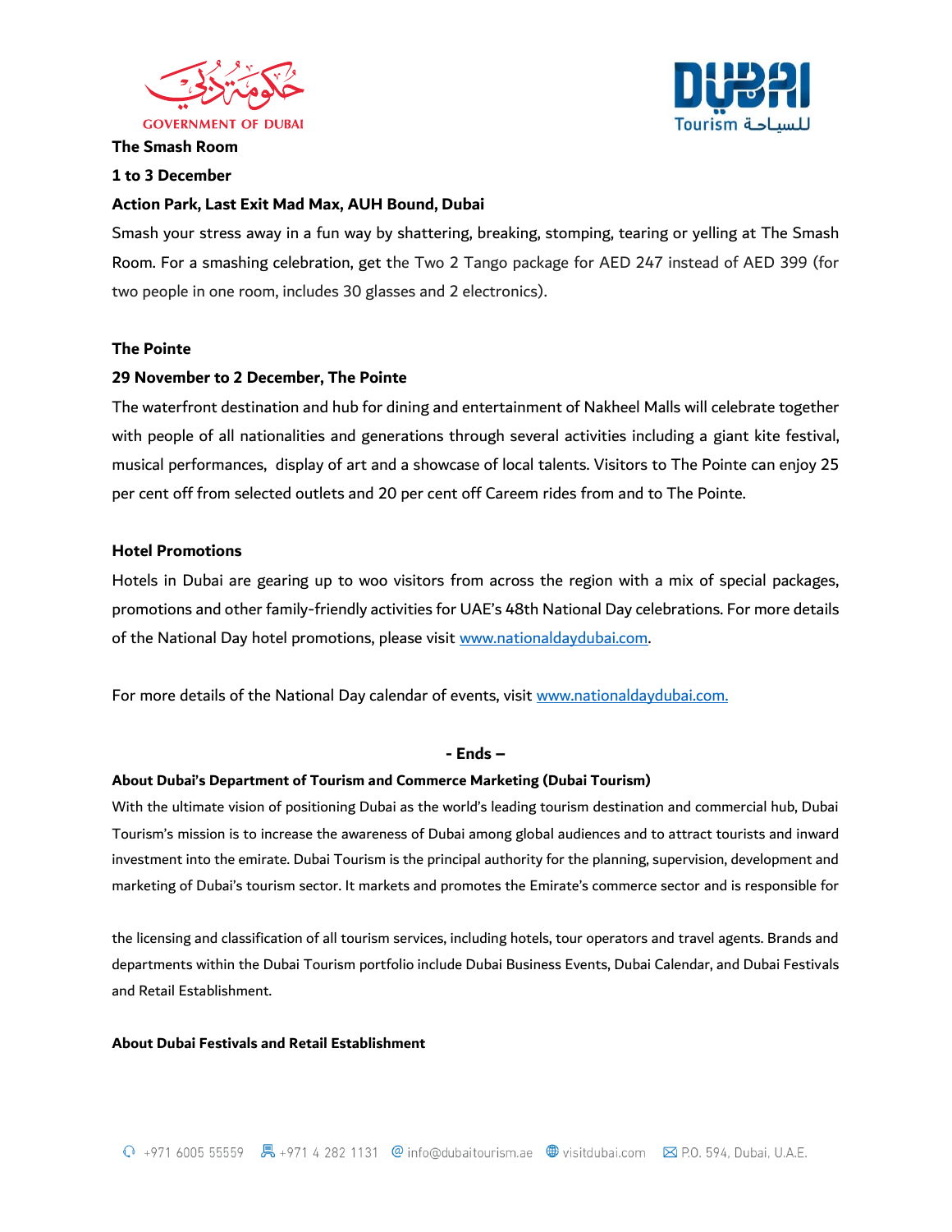**The Smash Room**

**1 to 3 December**

**Action Park, Last Exit Mad Max, AUH Bound, Dubai**

Smash your stress away in a fun way by shattering, breaking, stomping, tearing or yelling at The Smash Room. For a smashing celebration, get the Two 2 Tango package for AED 247 instead of AED 399 (for two people in one room, includes 30 glasses and 2 electronics).

**The Pointe**

**29 November to 2 December, The Pointe**

The waterfront destination and hub for dining and entertainment of Nakheel Malls will celebrate together with people of all nationalities and generations through several activities including a giant kite festival, musical performances, display of art and a showcase of local talents. Visitors to The Pointe can enjoy 25 per cent off from selected outlets and 20 per cent off Careem rides from and to The Pointe.

**Hotel Promotions**

Hotels in Dubai are gearing up to woo visitors from across the region with a mix of special packages, promotions and other family-friendly activities for UAE's 48th National Day celebrations. For more details of the National Day hotel promotions, please visit www.nationaldaydubai.com.

For more details of the National Day calendar of events, visit www.nationaldaydubai.com.

**- Ends –**

**About Dubai's Department of Tourism and Commerce Marketing (Dubai Tourism)**

With the ultimate vision of positioning Dubai as the world's leading tourism destination and commercial hub, Dubai Tourism's mission is to increase the awareness of Dubai among global audiences and to attract tourists and inward investment into the emirate. Dubai Tourism is the principal authority for the planning, supervision, development and marketing of Dubai's tourism sector. It markets and promotes the Emirate's commerce sector and is responsible for

the licensing and classification of all tourism services, including hotels, tour operators and travel agents. Brands and departments within the Dubai Tourism portfolio include Dubai Business Events, Dubai Calendar, and Dubai Festivals and Retail Establishment.

**About Dubai Festivals and Retail Establishment**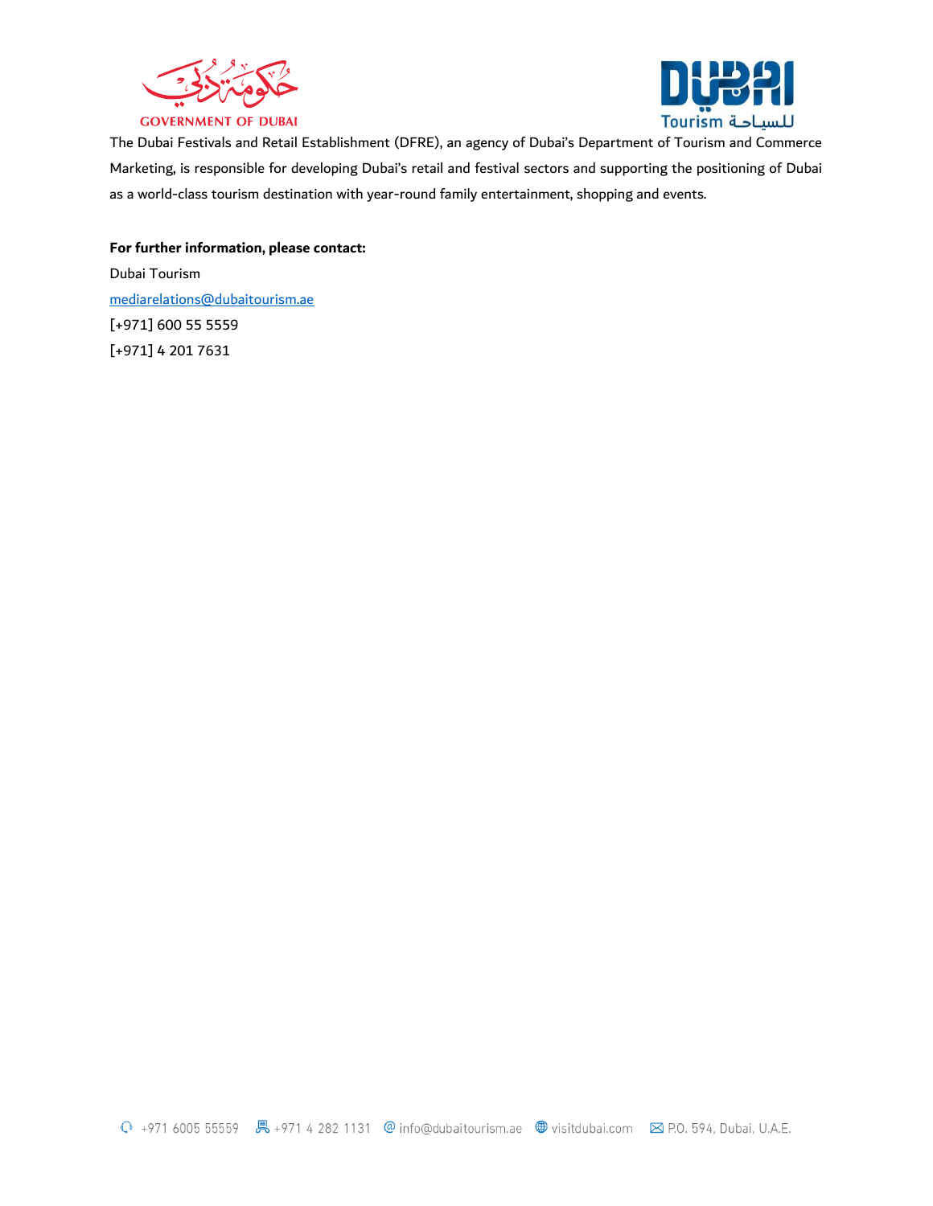The Dubai Festivals and Retail Establishment (DFRE), an agency of Dubai's Department of Tourism and Commerce Marketing, is responsible for developing Dubai's retail and festival sectors and supporting the positioning of Dubai as a world-class tourism destination with year-round family entertainment, shopping and events.

**For further information, please contact:**

Dubai Tourism
mediarelations@dubaitourism.ae
[+971] 600 55 5559
[+971] 4 201 7631